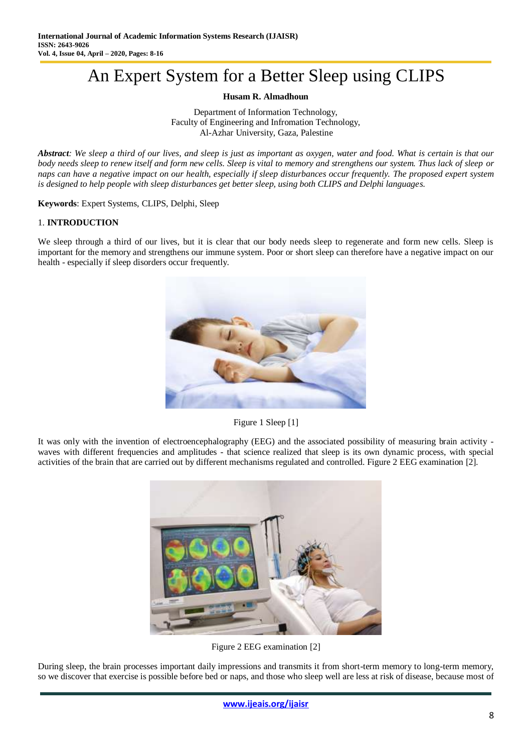# An Expert System for a Better Sleep using CLIPS

**Husam R. Almadhoun**

Department of Information Technology,
Faculty of Engineering and Infromation Technology,
Al-Azhar University, Gaza, Palestine

***Abstract****: We sleep a third of our lives, and sleep is just as important as oxygen, water and food. What is certain is that our body needs sleep to renew itself and form new cells. Sleep is vital to memory and strengthens our system. Thus lack of sleep or naps can have a negative impact on our health, especially if sleep disturbances occur frequently. The proposed expert system is designed to help people with sleep disturbances get better sleep, using both CLIPS and Delphi languages.*

**Keywords**: Expert Systems, CLIPS, Delphi, Sleep

## 1. INTRODUCTION

We sleep through a third of our lives, but it is clear that our body needs sleep to regenerate and form new cells. Sleep is important for the memory and strengthens our immune system. Poor or short sleep can therefore have a negative impact on our health - especially if sleep disorders occur frequently.

Figure 1 Sleep [1]

It was only with the invention of electroencephalography (EEG) and the associated possibility of measuring brain activity - waves with different frequencies and amplitudes - that science realized that sleep is its own dynamic process, with special activities of the brain that are carried out by different mechanisms regulated and controlled. Figure 2 EEG examination [2].

Figure 2 EEG examination [2]

During sleep, the brain processes important daily impressions and transmits it from short-term memory to long-term memory, so we discover that exercise is possible before bed or naps, and those who sleep well are less at risk of disease, because most of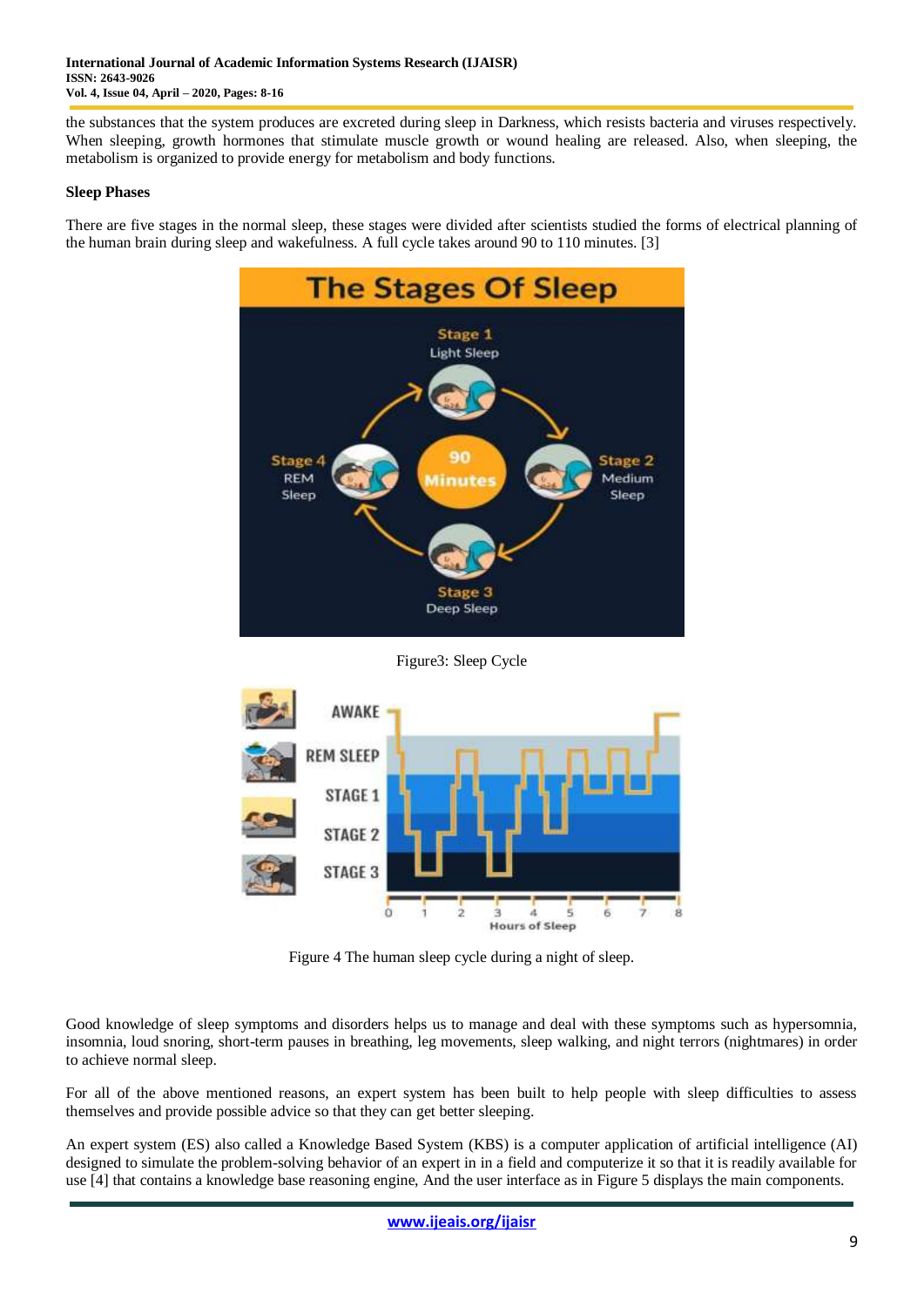the substances that the system produces are excreted during sleep in Darkness, which resists bacteria and viruses respectively. When sleeping, growth hormones that stimulate muscle growth or wound healing are released. Also, when sleeping, the metabolism is organized to provide energy for metabolism and body functions.

### Sleep Phases

There are five stages in the normal sleep, these stages were divided after scientists studied the forms of electrical planning of the human brain during sleep and wakefulness. A full cycle takes around 90 to 110 minutes. [3]

Figure3: Sleep Cycle

Figure 4 The human sleep cycle during a night of sleep.

Good knowledge of sleep symptoms and disorders helps us to manage and deal with these symptoms such as hypersomnia, insomnia, loud snoring, short-term pauses in breathing, leg movements, sleep walking, and night terrors (nightmares) in order to achieve normal sleep.

For all of the above mentioned reasons, an expert system has been built to help people with sleep difficulties to assess themselves and provide possible advice so that they can get better sleeping.

An expert system (ES) also called a Knowledge Based System (KBS) is a computer application of artificial intelligence (AI) designed to simulate the problem-solving behavior of an expert in in a field and computerize it so that it is readily available for use [4] that contains a knowledge base reasoning engine, And the user interface as in Figure 5 displays the main components.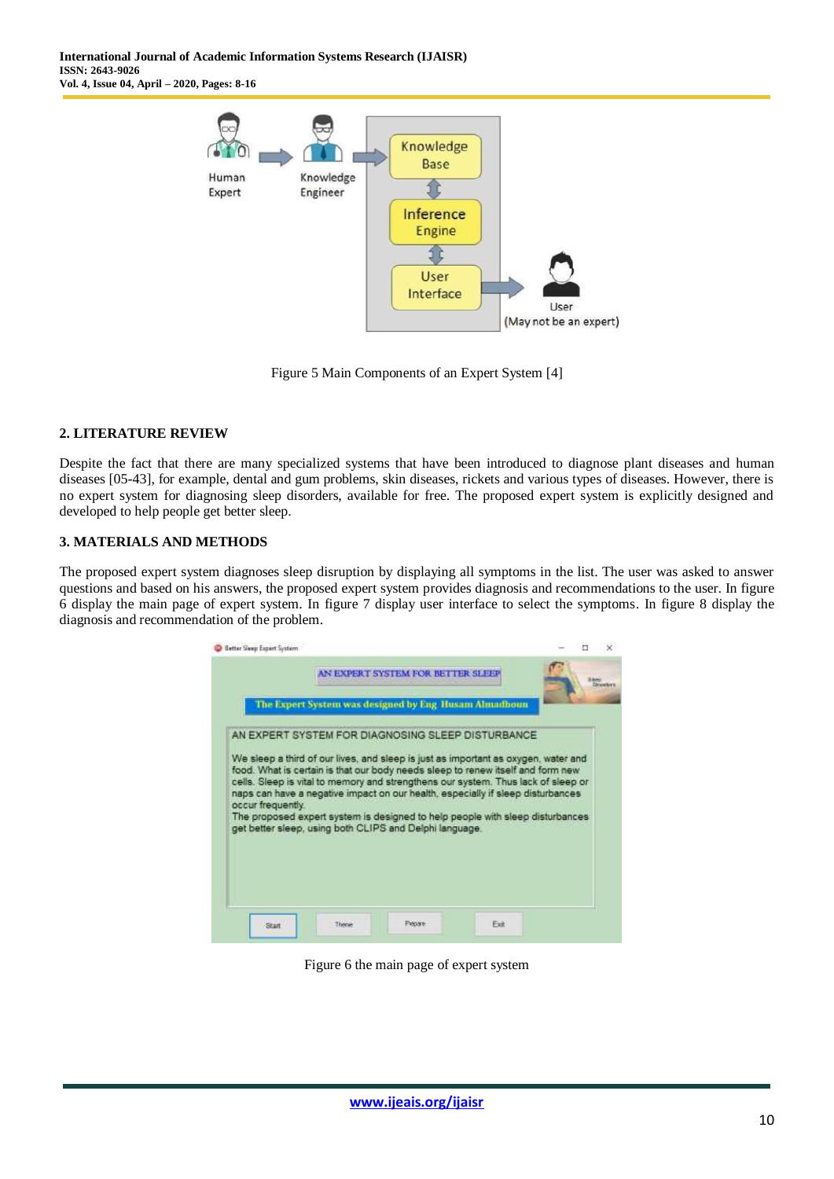Figure 5 Main Components of an Expert System [4]

## 2. LITERATURE REVIEW

Despite the fact that there are many specialized systems that have been introduced to diagnose plant diseases and human diseases [05-43], for example, dental and gum problems, skin diseases, rickets and various types of diseases. However, there is no expert system for diagnosing sleep disorders, available for free. The proposed expert system is explicitly designed and developed to help people get better sleep.

## 3. MATERIALS AND METHODS

The proposed expert system diagnoses sleep disruption by displaying all symptoms in the list. The user was asked to answer questions and based on his answers, the proposed expert system provides diagnosis and recommendations to the user. In figure 6 display the main page of expert system. In figure 7 display user interface to select the symptoms. In figure 8 display the diagnosis and recommendation of the problem.

Figure 6 the main page of expert system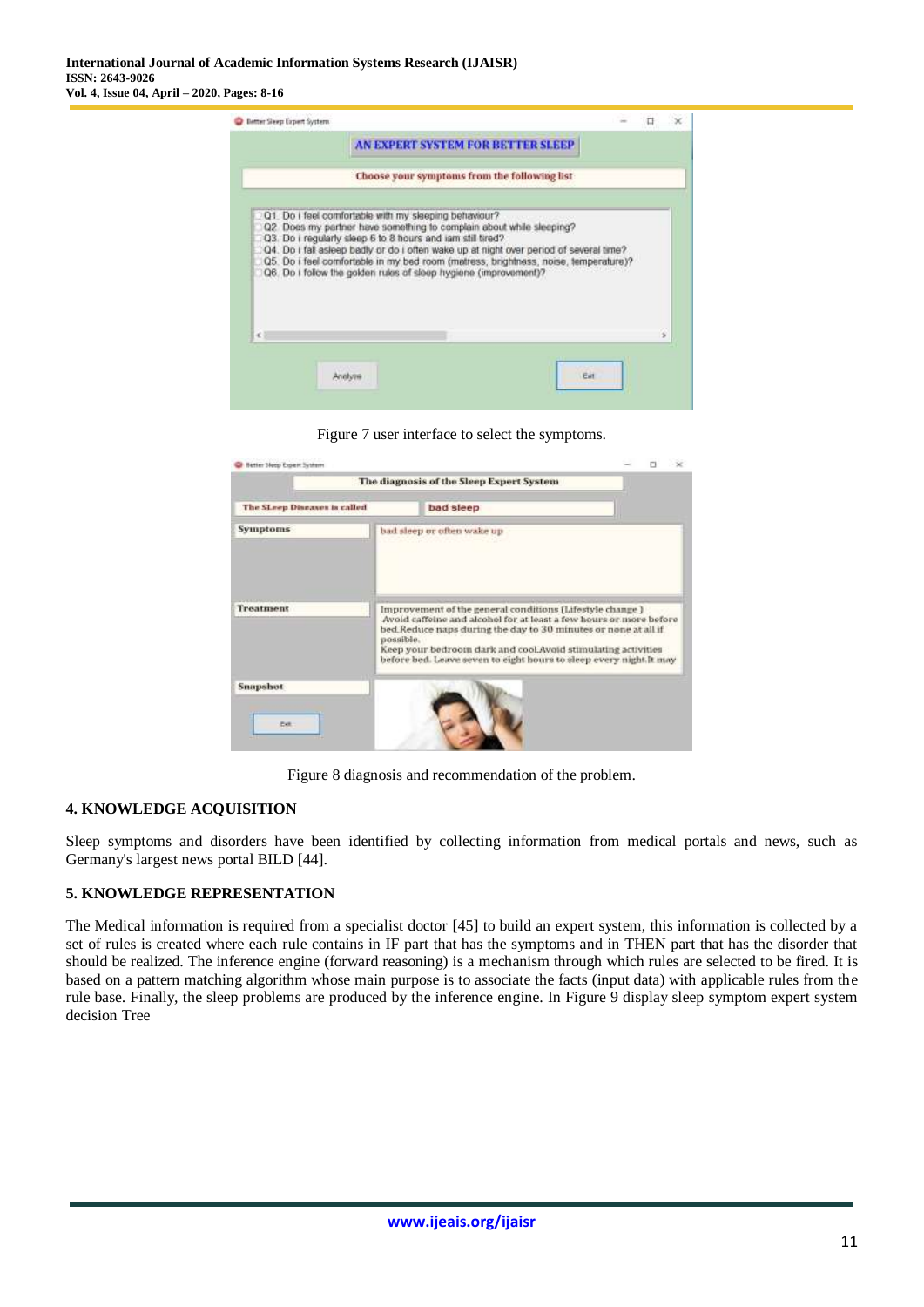Figure 7 user interface to select the symptoms.

Figure 8 diagnosis and recommendation of the problem.

## 4. KNOWLEDGE ACQUISITION

Sleep symptoms and disorders have been identified by collecting information from medical portals and news, such as Germany's largest news portal BILD [44].

## 5. KNOWLEDGE REPRESENTATION

The Medical information is required from a specialist doctor [45] to build an expert system, this information is collected by a set of rules is created where each rule contains in IF part that has the symptoms and in THEN part that has the disorder that should be realized. The inference engine (forward reasoning) is a mechanism through which rules are selected to be fired. It is based on a pattern matching algorithm whose main purpose is to associate the facts (input data) with applicable rules from the rule base. Finally, the sleep problems are produced by the inference engine. In Figure 9 display sleep symptom expert system decision Tree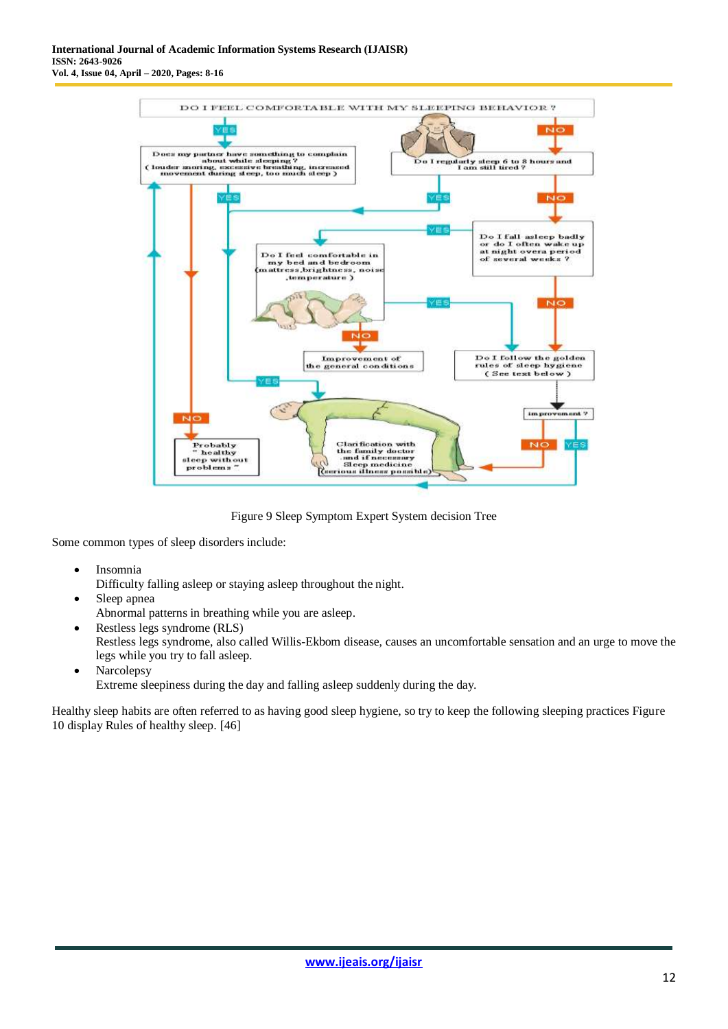Figure 9 Sleep Symptom Expert System decision Tree

Some common types of sleep disorders include:

- Insomnia
  Difficulty falling asleep or staying asleep throughout the night.
- Sleep apnea
  Abnormal patterns in breathing while you are asleep.
- Restless legs syndrome (RLS)
  Restless legs syndrome, also called Willis-Ekbom disease, causes an uncomfortable sensation and an urge to move the legs while you try to fall asleep.
- Narcolepsy
  Extreme sleepiness during the day and falling asleep suddenly during the day.

Healthy sleep habits are often referred to as having good sleep hygiene, so try to keep the following sleeping practices Figure 10 display Rules of healthy sleep. [46]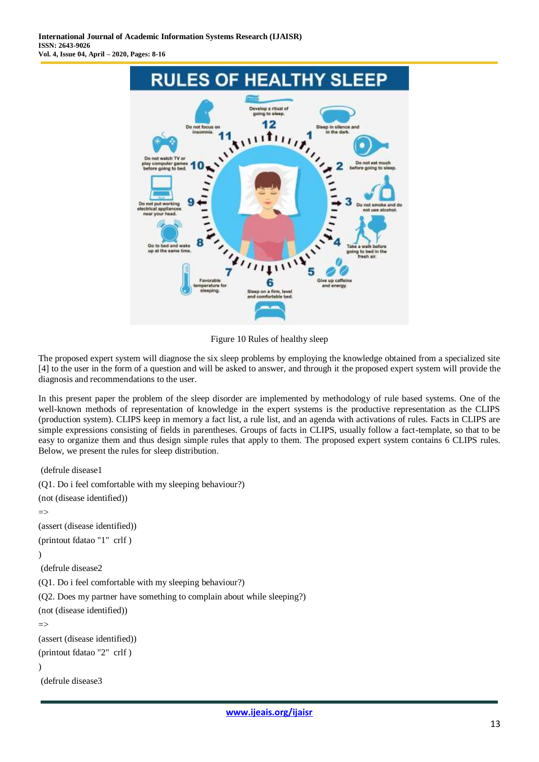Figure 10 Rules of healthy sleep

The proposed expert system will diagnose the six sleep problems by employing the knowledge obtained from a specialized site [4] to the user in the form of a question and will be asked to answer, and through it the proposed expert system will provide the diagnosis and recommendations to the user.

In this present paper the problem of the sleep disorder are implemented by methodology of rule based systems. One of the well-known methods of representation of knowledge in the expert systems is the productive representation as the CLIPS (production system). CLIPS keep in memory a fact list, a rule list, and an agenda with activations of rules. Facts in CLIPS are simple expressions consisting of fields in parentheses. Groups of facts in CLIPS, usually follow a fact-template, so that to be easy to organize them and thus design simple rules that apply to them. The proposed expert system contains 6 CLIPS rules. Below, we present the rules for sleep distribution.

```
(defrule disease1
(Q1. Do i feel comfortable with my sleeping behaviour?)
(not (disease identified))
=>
(assert (disease identified))
(printout fdatao "1"  crlf )
)
(defrule disease2
(Q1. Do i feel comfortable with my sleeping behaviour?)
(Q2. Does my partner have something to complain about while sleeping?)
(not (disease identified))
=>
(assert (disease identified))
(printout fdatao "2"  crlf )
)
(defrule disease3
```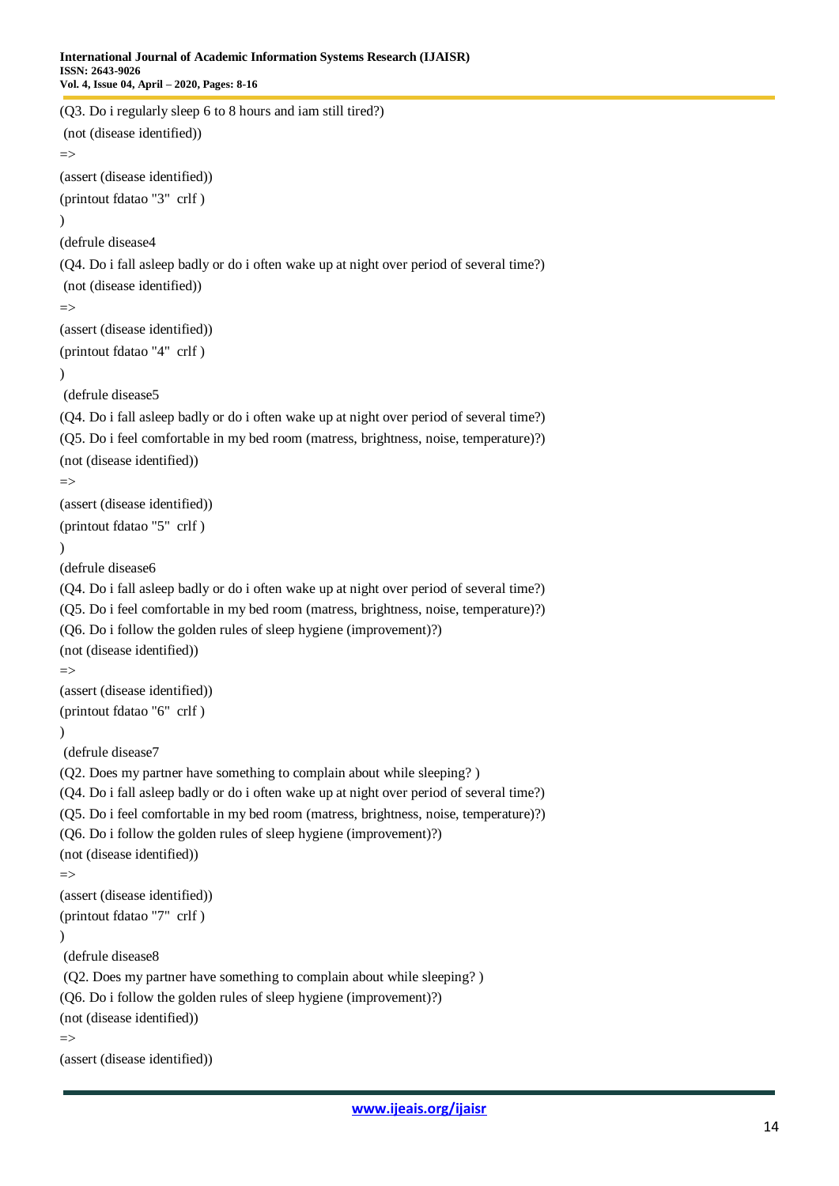```
(Q3. Do i regularly sleep 6 to 8 hours and iam still tired?)
 (not (disease identified))
=>
(assert (disease identified))
(printout fdatao "3"  crlf )
)
(defrule disease4
(Q4. Do i fall asleep badly or do i often wake up at night over period of several time?)
 (not (disease identified))
=>
(assert (disease identified))
(printout fdatao "4"  crlf )
)
 (defrule disease5
(Q4. Do i fall asleep badly or do i often wake up at night over period of several time?)
(Q5. Do i feel comfortable in my bed room (matress, brightness, noise, temperature)?)
(not (disease identified))
=>
(assert (disease identified))
(printout fdatao "5"  crlf )
)
(defrule disease6
(Q4. Do i fall asleep badly or do i often wake up at night over period of several time?)
(Q5. Do i feel comfortable in my bed room (matress, brightness, noise, temperature)?)
(Q6. Do i follow the golden rules of sleep hygiene (improvement)?)
(not (disease identified))
=>
(assert (disease identified))
(printout fdatao "6"  crlf )
)
 (defrule disease7
(Q2. Does my partner have something to complain about while sleeping? )
(Q4. Do i fall asleep badly or do i often wake up at night over period of several time?)
(Q5. Do i feel comfortable in my bed room (matress, brightness, noise, temperature)?)
(Q6. Do i follow the golden rules of sleep hygiene (improvement)?)
(not (disease identified))
=>
(assert (disease identified))
(printout fdatao "7"  crlf )
)
 (defrule disease8
 (Q2. Does my partner have something to complain about while sleeping? )
(Q6. Do i follow the golden rules of sleep hygiene (improvement)?)
(not (disease identified))
=>
(assert (disease identified))
```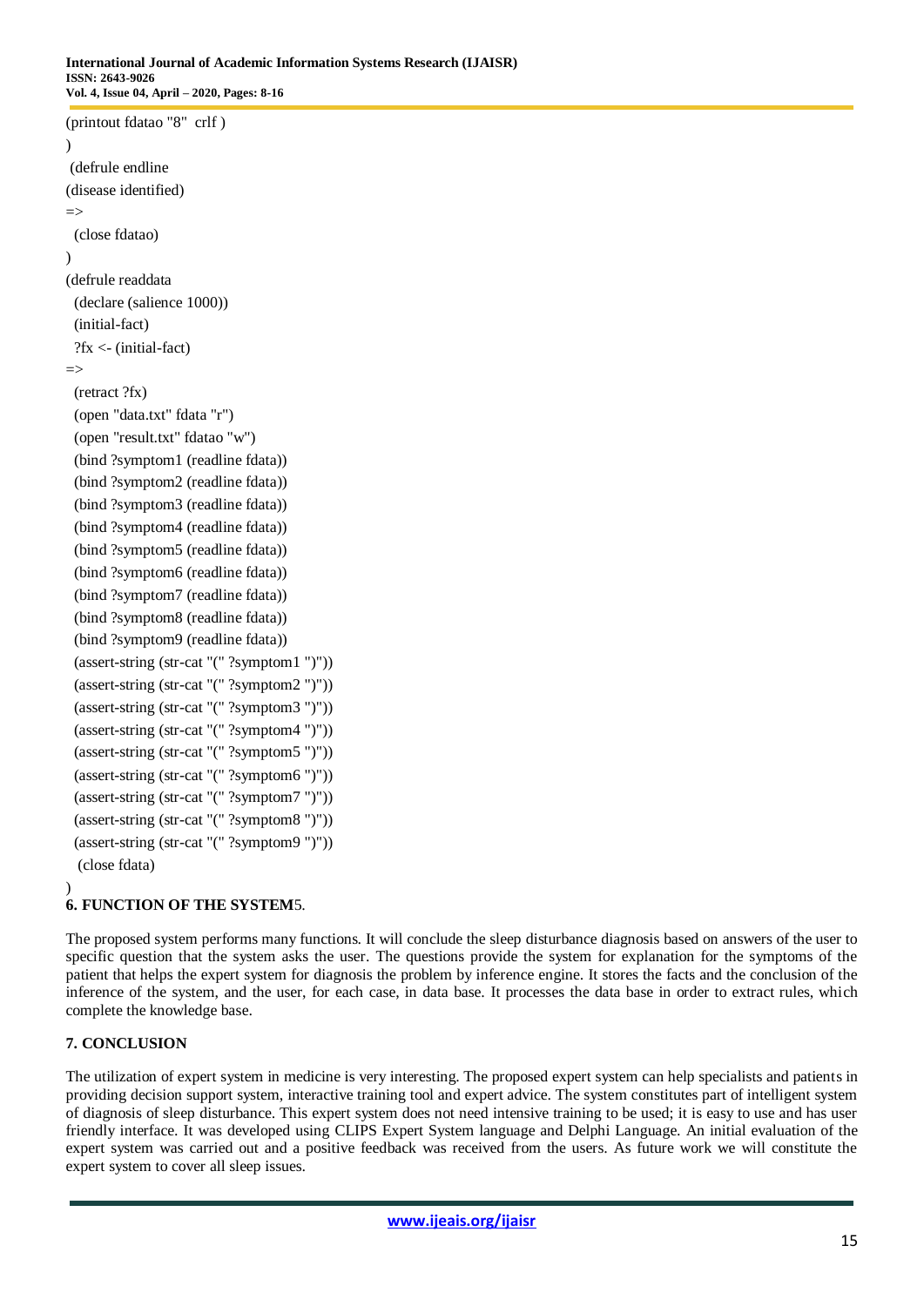```
(printout fdatao "8"  crlf )
)
 (defrule endline
(disease identified)
=>
  (close fdatao)
)
(defrule readdata
  (declare (salience 1000))
  (initial-fact)
  ?fx <- (initial-fact)
=>
  (retract ?fx)
  (open "data.txt" fdata "r")
  (open "result.txt" fdatao "w")
  (bind ?symptom1 (readline fdata))
  (bind ?symptom2 (readline fdata))
  (bind ?symptom3 (readline fdata))
  (bind ?symptom4 (readline fdata))
  (bind ?symptom5 (readline fdata))
  (bind ?symptom6 (readline fdata))
  (bind ?symptom7 (readline fdata))
  (bind ?symptom8 (readline fdata))
  (bind ?symptom9 (readline fdata))
  (assert-string (str-cat "(" ?symptom1 ")"))
  (assert-string (str-cat "(" ?symptom2 ")"))
  (assert-string (str-cat "(" ?symptom3 ")"))
  (assert-string (str-cat "(" ?symptom4 ")"))
  (assert-string (str-cat "(" ?symptom5 ")"))
  (assert-string (str-cat "(" ?symptom6 ")"))
  (assert-string (str-cat "(" ?symptom7 ")"))
  (assert-string (str-cat "(" ?symptom8 ")"))
  (assert-string (str-cat "(" ?symptom9 ")"))
   (close fdata)
)
```

## 6. FUNCTION OF THE SYSTEM5.

The proposed system performs many functions. It will conclude the sleep disturbance diagnosis based on answers of the user to specific question that the system asks the user. The questions provide the system for explanation for the symptoms of the patient that helps the expert system for diagnosis the problem by inference engine. It stores the facts and the conclusion of the inference of the system, and the user, for each case, in data base. It processes the data base in order to extract rules, which complete the knowledge base.

## 7. CONCLUSION

The utilization of expert system in medicine is very interesting. The proposed expert system can help specialists and patients in providing decision support system, interactive training tool and expert advice. The system constitutes part of intelligent system of diagnosis of sleep disturbance. This expert system does not need intensive training to be used; it is easy to use and has user friendly interface. It was developed using CLIPS Expert System language and Delphi Language. An initial evaluation of the expert system was carried out and a positive feedback was received from the users. As future work we will constitute the expert system to cover all sleep issues.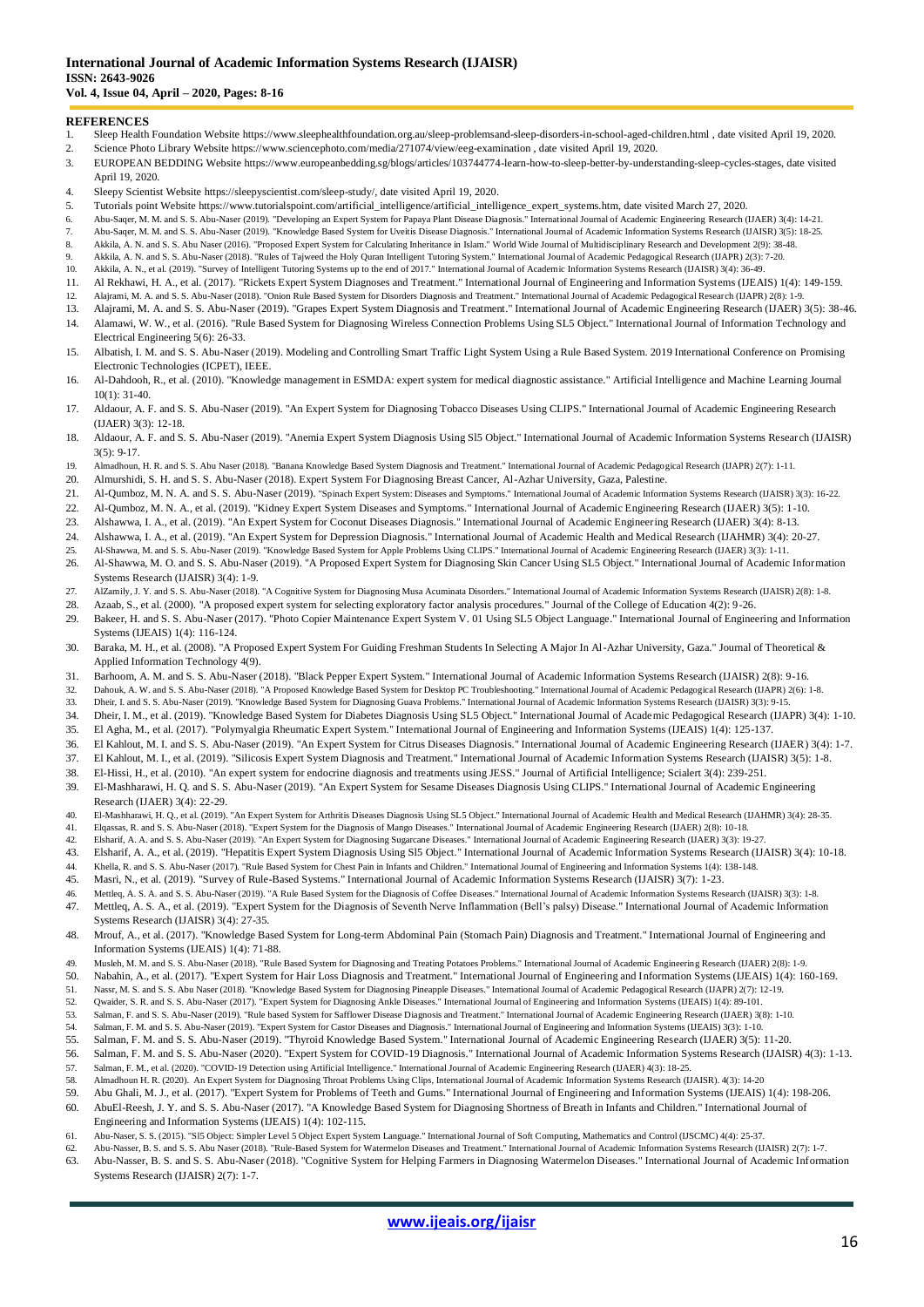## REFERENCES

1. Sleep Health Foundation Website https://www.sleephealthfoundation.org.au/sleep-problemsand-sleep-disorders-in-school-aged-children.html , date visited April 19, 2020.
2. Science Photo Library Website https://www.sciencephoto.com/media/271074/view/eeg-examination , date visited April 19, 2020.
3. EUROPEAN BEDDING Website https://www.europeanbedding.sg/blogs/articles/103744774-learn-how-to-sleep-better-by-understanding-sleep-cycles-stages, date visited April 19, 2020.
4. Sleepy Scientist Website https://sleepyscientist.com/sleep-study/, date visited April 19, 2020.
5. Tutorials point Website https://www.tutorialspoint.com/artificial_intelligence/artificial_intelligence_expert_systems.htm, date visited March 27, 2020.
6. Abu-Saqer, M. M. and S. S. Abu-Naser (2019). "Developing an Expert System for Papaya Plant Disease Diagnosis." International Journal of Academic Engineering Research (IJAER) 3(4): 14-21.
7. Abu-Saqer, M. M. and S. S. Abu-Naser (2019). "Knowledge Based System for Uveitis Disease Diagnosis." International Journal of Academic Information Systems Research (IJAISR) 3(5): 18-25.
8. Akkila, A. N. and S. S. Abu Naser (2016). "Proposed Expert System for Calculating Inheritance in Islam." World Wide Journal of Multidisciplinary Research and Development 2(9): 38-48.
9. Akkila, A. N. and S. S. Abu-Naser (2018). "Rules of Tajweed the Holy Quran Intelligent Tutoring System." International Journal of Academic Pedagogical Research (IJAPR) 2(3): 7-20.
10. Akkila, A. N., et al. (2019). "Survey of Intelligent Tutoring Systems up to the end of 2017." International Journal of Academic Information Systems Research (IJAISR) 3(4): 36-49.
11. Al Rekhawi, H. A., et al. (2017). "Rickets Expert System Diagnoses and Treatment." International Journal of Engineering and Information Systems (IJEAIS) 1(4): 149-159.
12. Alajrami, M. A. and S. S. Abu-Naser (2018). "Onion Rule Based System for Disorders Diagnosis and Treatment." International Journal of Academic Pedagogical Research (IJAPR) 2(8): 1-9.
13. Alajrami, M. A. and S. S. Abu-Naser (2019). "Grapes Expert System Diagnosis and Treatment." International Journal of Academic Engineering Research (IJAER) 3(5): 38-46.
14. Alamawi, W. W., et al. (2016). "Rule Based System for Diagnosing Wireless Connection Problems Using SL5 Object." International Journal of Information Technology and Electrical Engineering 5(6): 26-33.
15. Albatish, I. M. and S. S. Abu-Naser (2019). Modeling and Controlling Smart Traffic Light System Using a Rule Based System. 2019 International Conference on Promising Electronic Technologies (ICPET), IEEE.
16. Al-Dahdooh, R., et al. (2010). "Knowledge management in ESMDA: expert system for medical diagnostic assistance." Artificial Intelligence and Machine Learning Journal 10(1): 31-40.
17. Aldaour, A. F. and S. S. Abu-Naser (2019). "An Expert System for Diagnosing Tobacco Diseases Using CLIPS." International Journal of Academic Engineering Research (IJAER) 3(3): 12-18.
18. Aldaour, A. F. and S. S. Abu-Naser (2019). "Anemia Expert System Diagnosis Using Sl5 Object." International Journal of Academic Information Systems Research (IJAISR) 3(5): 9-17.
19. Almadhoun, H. R. and S. S. Abu Naser (2018). "Banana Knowledge Based System Diagnosis and Treatment." International Journal of Academic Pedagogical Research (IJAPR) 2(7): 1-11.
20. Almurshidi, S. H. and S. S. Abu-Naser (2018). Expert System For Diagnosing Breast Cancer, Al-Azhar University, Gaza, Palestine.
21. Al-Qumboz, M. N. A. and S. S. Abu-Naser (2019). "Spinach Expert System: Diseases and Symptoms." International Journal of Academic Information Systems Research (IJAISR) 3(3): 16-22.
22. Al-Qumboz, M. N. A., et al. (2019). "Kidney Expert System Diseases and Symptoms." International Journal of Academic Engineering Research (IJAER) 3(5): 1-10.
23. Alshawwa, I. A., et al. (2019). "An Expert System for Coconut Diseases Diagnosis." International Journal of Academic Engineering Research (IJAER) 3(4): 8-13.
24. Alshawwa, I. A., et al. (2019). "An Expert System for Depression Diagnosis." International Journal of Academic Health and Medical Research (IJAHMR) 3(4): 20-27.
25. Al-Shawwa, M. and S. S. Abu-Naser (2019). "Knowledge Based System for Apple Problems Using CLIPS." International Journal of Academic Engineering Research (IJAER) 3(3): 1-11.
26. Al-Shawwa, M. O. and S. S. Abu-Naser (2019). "A Proposed Expert System for Diagnosing Skin Cancer Using SL5 Object." International Journal of Academic Information Systems Research (IJAISR) 3(4): 1-9.
27. AlZamily, J. Y. and S. S. Abu-Naser (2018). "A Cognitive System for Diagnosing Musa Acuminata Disorders." International Journal of Academic Information Systems Research (IJAISR) 2(8): 1-8.
28. Azaab, S., et al. (2000). "A proposed expert system for selecting exploratory factor analysis procedures." Journal of the College of Education 4(2): 9-26.
29. Bakeer, H. and S. S. Abu-Naser (2017). "Photo Copier Maintenance Expert System V. 01 Using SL5 Object Language." International Journal of Engineering and Information Systems (IJEAIS) 1(4): 116-124.
30. Baraka, M. H., et al. (2008). "A Proposed Expert System For Guiding Freshman Students In Selecting A Major In Al-Azhar University, Gaza." Journal of Theoretical & Applied Information Technology 4(9).
31. Barhoom, A. M. and S. S. Abu-Naser (2018). "Black Pepper Expert System." International Journal of Academic Information Systems Research (IJAISR) 2(8): 9-16.
32. Dahouk, A. W. and S. S. Abu-Naser (2018). "A Proposed Knowledge Based System for Desktop PC Troubleshooting." International Journal of Academic Pedagogical Research (IJAPR) 2(6): 1-8.
33. Dheir, I. and S. S. Abu-Naser (2019). "Knowledge Based System for Diagnosing Guava Problems." International Journal of Academic Information Systems Research (IJAISR) 3(3): 9-15.
34. Dheir, I. M., et al. (2019). "Knowledge Based System for Diabetes Diagnosis Using SL5 Object." International Journal of Academic Pedagogical Research (IJAPR) 3(4): 1-10.
35. El Agha, M., et al. (2017). "Polymyalgia Rheumatic Expert System." International Journal of Engineering and Information Systems (IJEAIS) 1(4): 125-137.
36. El Kahlout, M. I. and S. S. Abu-Naser (2019). "An Expert System for Citrus Diseases Diagnosis." International Journal of Academic Engineering Research (IJAER) 3(4): 1-7.
37. El Kahlout, M. I., et al. (2019). "Silicosis Expert System Diagnosis and Treatment." International Journal of Academic Information Systems Research (IJAISR) 3(5): 1-8.
38. El-Hissi, H., et al. (2010). "An expert system for endocrine diagnosis and treatments using JESS." Journal of Artificial Intelligence; Scialert 3(4): 239-251.
39. El-Mashharawi, H. Q. and S. S. Abu-Naser (2019). "An Expert System for Sesame Diseases Diagnosis Using CLIPS." International Journal of Academic Engineering Research (IJAER) 3(4): 22-29.
40. El-Mashharawi, H. Q., et al. (2019). "An Expert System for Arthritis Diseases Diagnosis Using SL5 Object." International Journal of Academic Health and Medical Research (IJAHMR) 3(4): 28-35.
41. Elqassas, R. and S. S. Abu-Naser (2018). "Expert System for the Diagnosis of Mango Diseases." International Journal of Academic Engineering Research (IJAER) 2(8): 10-18.
42. Elsharif, A. A. and S. S. Abu-Naser (2019). "An Expert System for Diagnosing Sugarcane Diseases." International Journal of Academic Engineering Research (IJAER) 3(3): 19-27.
43. Elsharif, A. A., et al. (2019). "Hepatitis Expert System Diagnosis Using Sl5 Object." International Journal of Academic Information Systems Research (IJAISR) 3(4): 10-18.
44. Khella, R. and S. S. Abu-Naser (2017). "Rule Based System for Chest Pain in Infants and Children." International Journal of Engineering and Information Systems 1(4): 138-148.
45. Masri, N., et al. (2019). "Survey of Rule-Based Systems." International Journal of Academic Information Systems Research (IJAISR) 3(7): 1-23.
46. Mettleq, A. S. A. and S. S. Abu-Naser (2019). "A Rule Based System for the Diagnosis of Coffee Diseases." International Journal of Academic Information Systems Research (IJAISR) 3(3): 1-8.
47. Mettleq, A. S. A., et al. (2019). "Expert System for the Diagnosis of Seventh Nerve Inflammation (Bell's palsy) Disease." International Journal of Academic Information Systems Research (IJAISR) 3(4): 27-35.
48. Mrouf, A., et al. (2017). "Knowledge Based System for Long-term Abdominal Pain (Stomach Pain) Diagnosis and Treatment." International Journal of Engineering and Information Systems (IJEAIS) 1(4): 71-88.
49. Musleh, M. M. and S. S. Abu-Naser (2018). "Rule Based System for Diagnosing and Treating Potatoes Problems." International Journal of Academic Engineering Research (IJAER) 2(8): 1-9.
50. Nabahin, A., et al. (2017). "Expert System for Hair Loss Diagnosis and Treatment." International Journal of Engineering and Information Systems (IJEAIS) 1(4): 160-169.
51. Nassr, M. S. and S. S. Abu Naser (2018). "Knowledge Based System for Diagnosing Pineapple Diseases." International Journal of Academic Pedagogical Research (IJAPR) 2(7): 12-19.
52. Qwaider, S. R. and S. S. Abu-Naser (2017). "Expert System for Diagnosing Ankle Diseases." International Journal of Engineering and Information Systems (IJEAIS) 1(4): 89-101.
53. Salman, F. and S. S. Abu-Naser (2019). "Rule based System for Safflower Disease Diagnosis and Treatment." International Journal of Academic Engineering Research (IJAER) 3(8): 1-10.
54. Salman, F. M. and S. S. Abu-Naser (2019). "Expert System for Castor Diseases and Diagnosis." International Journal of Engineering and Information Systems (IJEAIS) 3(3): 1-10.
55. Salman, F. M. and S. S. Abu-Naser (2019). "Thyroid Knowledge Based System." International Journal of Academic Engineering Research (IJAER) 3(5): 11-20.
56. Salman, F. M. and S. S. Abu-Naser (2020). "Expert System for COVID-19 Diagnosis." International Journal of Academic Information Systems Research (IJAISR) 4(3): 1-13.
57. Salman, F. M., et al. (2020). "COVID-19 Detection using Artificial Intelligence." International Journal of Academic Engineering Research (IJAER) 4(3): 18-25.
58. Almadhoun H. R. (2020). An Expert System for Diagnosing Throat Problems Using Clips, International Journal of Academic Information Systems Research (IJAISR). 4(3): 14-20
59. Abu Ghali, M. J., et al. (2017). "Expert System for Problems of Teeth and Gums." International Journal of Engineering and Information Systems (IJEAIS) 1(4): 198-206.
60. AbuEl-Reesh, J. Y. and S. S. Abu-Naser (2017). "A Knowledge Based System for Diagnosing Shortness of Breath in Infants and Children." International Journal of Engineering and Information Systems (IJEAIS) 1(4): 102-115.
61. Abu-Naser, S. S. (2015). "Sl5 Object: Simpler Level 5 Object Expert System Language." International Journal of Soft Computing, Mathematics and Control (IJSCMC) 4(4): 25-37.
62. Abu-Nasser, B. S. and S. S. Abu Naser (2018). "Rule-Based System for Watermelon Diseases and Treatment." International Journal of Academic Information Systems Research (IJAISR) 2(7): 1-7.
63. Abu-Nasser, B. S. and S. S. Abu-Naser (2018). "Cognitive System for Helping Farmers in Diagnosing Watermelon Diseases." International Journal of Academic Information Systems Research (IJAISR) 2(7): 1-7.